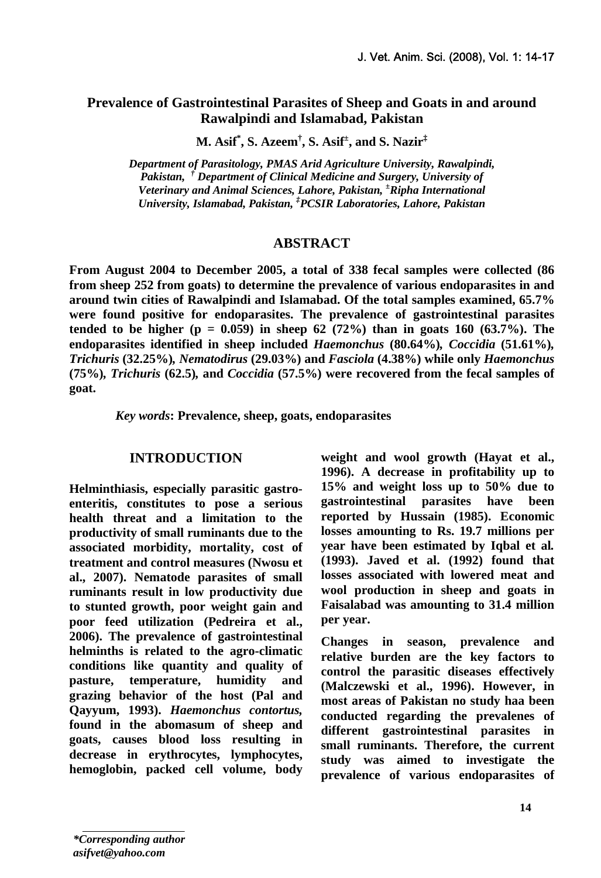# Prevalence of Gastrointestinal Parasites of Sheep and Goats in and around Rawalpindi and Islamabad, Pakistan

**M. Asif[*], S. Azeem[†], S. Asif[±], and S. Nazir[‡]**

*Department of Parasitology, PMAS Arid Agriculture University, Rawalpindi, Pakistan, [†] Department of Clinical Medicine and Surgery, University of Veterinary and Animal Sciences, Lahore, Pakistan, [±]Ripha International University, Islamabad, Pakistan, [‡]PCSIR Laboratories, Lahore, Pakistan*

## ABSTRACT

**From August 2004 to December 2005, a total of 338 fecal samples were collected (86 from sheep 252 from goats) to determine the prevalence of various endoparasites in and around twin cities of Rawalpindi and Islamabad. Of the total samples examined, 65.7% were found positive for endoparasites. The prevalence of gastrointestinal parasites tended to be higher (p = 0.059) in sheep 62 (72%) than in goats 160 (63.7%). The endoparasites identified in sheep included *Haemonchus* (80.64%), *Coccidia* (51.61%), *Trichuris* (32.25%), *Nematodirus* (29.03%) and *Fasciola* (4.38%) while only *Haemonchus* (75%), *Trichuris* (62.5), and *Coccidia* (57.5%) were recovered from the fecal samples of goat.**

***Key words*: Prevalence, sheep, goats, endoparasites**

## INTRODUCTION

Helminthiasis, especially parasitic gastro-enteritis, constitutes to pose a serious health threat and a limitation to the productivity of small ruminants due to the associated morbidity, mortality, cost of treatment and control measures (Nwosu et al., 2007). Nematode parasites of small ruminants result in low productivity due to stunted growth, poor weight gain and poor feed utilization (Pedreira et al., 2006). The prevalence of gastrointestinal helminths is related to the agro-climatic conditions like quantity and quality of pasture, temperature, humidity and grazing behavior of the host (Pal and Qayyum, 1993). *Haemonchus contortus*, found in the abomasum of sheep and goats, causes blood loss resulting in decrease in erythrocytes, lymphocytes, hemoglobin, packed cell volume, body weight and wool growth (Hayat et al., 1996). A decrease in profitability up to 15% and weight loss up to 50% due to gastrointestinal parasites have been reported by Hussain (1985). Economic losses amounting to Rs. 19.7 millions per year have been estimated by Iqbal et al*.* (1993). Javed et al. (1992) found that losses associated with lowered meat and wool production in sheep and goats in Faisalabad was amounting to 31.4 million per year.

Changes in season, prevalence and relative burden are the key factors to control the parasitic diseases effectively (Malczewski et al., 1996). However, in most areas of Pakistan no study haa been conducted regarding the prevalenes of different gastrointestinal parasites in small ruminants. Therefore, the current study was aimed to investigate the prevalence of various endoparasites of

*\*Corresponding author*
*asifvet@yahoo.com*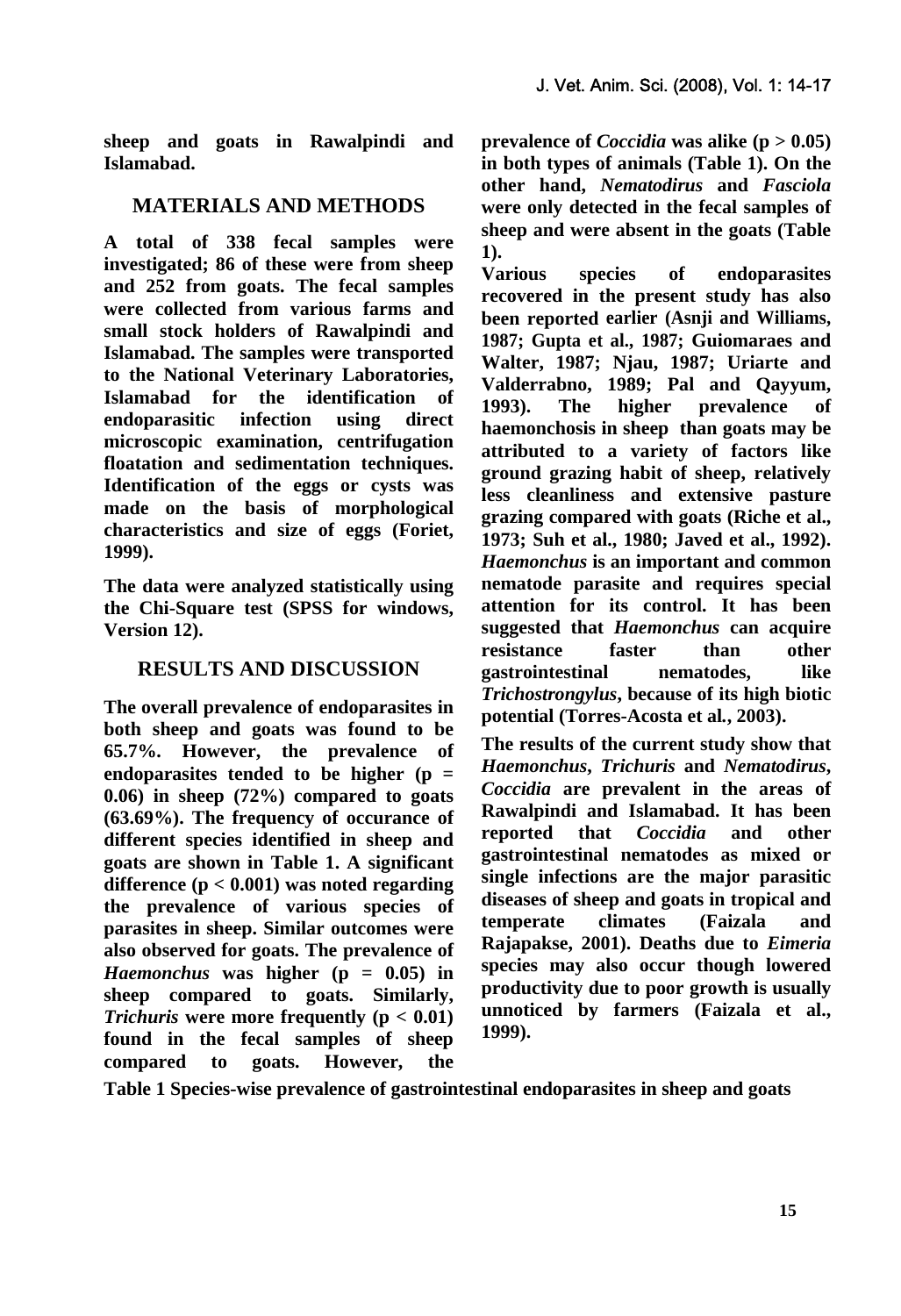**sheep and goats in Rawalpindi and Islamabad.**

## MATERIALS AND METHODS

**A total of 338 fecal samples were investigated; 86 of these were from sheep and 252 from goats. The fecal samples were collected from various farms and small stock holders of Rawalpindi and Islamabad. The samples were transported to the National Veterinary Laboratories, Islamabad for the identification of endoparasitic infection using direct microscopic examination, centrifugation floatation and sedimentation techniques. Identification of the eggs or cysts was made on the basis of morphological characteristics and size of eggs (Foriet, 1999).**

**The data were analyzed statistically using the Chi-Square test (SPSS for windows, Version 12).**

## RESULTS AND DISCUSSION

**The overall prevalence of endoparasites in both sheep and goats was found to be 65.7%. However, the prevalence of endoparasites tended to be higher ($p = 0.06$) in sheep (72%) compared to goats (63.69%). The frequency of occurance of different species identified in sheep and goats are shown in Table 1. A significant difference ($p < 0.001$) was noted regarding the prevalence of various species of parasites in sheep. Similar outcomes were also observed for goats. The prevalence of *Haemonchus* was higher ($p = 0.05$) in sheep compared to goats. Similarly, *Trichuris* were more frequently ($p < 0.01$) found in the fecal samples of sheep compared to goats. However, the prevalence of *Coccidia* was alike ($p > 0.05$) in both types of animals (Table 1). On the other hand, *Nematodirus* and *Fasciola* were only detected in the fecal samples of sheep and were absent in the goats (Table 1).**

**Various species of endoparasites recovered in the present study has also been reported earlier (Asnji and Williams, 1987; Gupta et al., 1987; Guiomaraes and Walter, 1987; Njau, 1987; Uriarte and Valderrabno, 1989; Pal and Qayyum, 1993). The higher prevalence of haemonchosis in sheep than goats may be attributed to a variety of factors like ground grazing habit of sheep, relatively less cleanliness and extensive pasture grazing compared with goats (Riche et al., 1973; Suh et al., 1980; Javed et al., 1992). *Haemonchus* is an important and common nematode parasite and requires special attention for its control. It has been suggested that *Haemonchus* can acquire resistance faster than other gastrointestinal nematodes, like *Trichostrongylus*, because of its high biotic potential (Torres-Acosta et al., 2003).**

**The results of the current study show that *Haemonchus*, *Trichuris* and *Nematodirus*, *Coccidia* are prevalent in the areas of Rawalpindi and Islamabad. It has been reported that *Coccidia* and other gastrointestinal nematodes as mixed or single infections are the major parasitic diseases of sheep and goats in tropical and temperate climates (Faizala and Rajapakse, 2001). Deaths due to *Eimeria* species may also occur though lowered productivity due to poor growth is usually unnoticed by farmers (Faizala et al., 1999).**

**Table 1 Species-wise prevalence of gastrointestinal endoparasites in sheep and goats**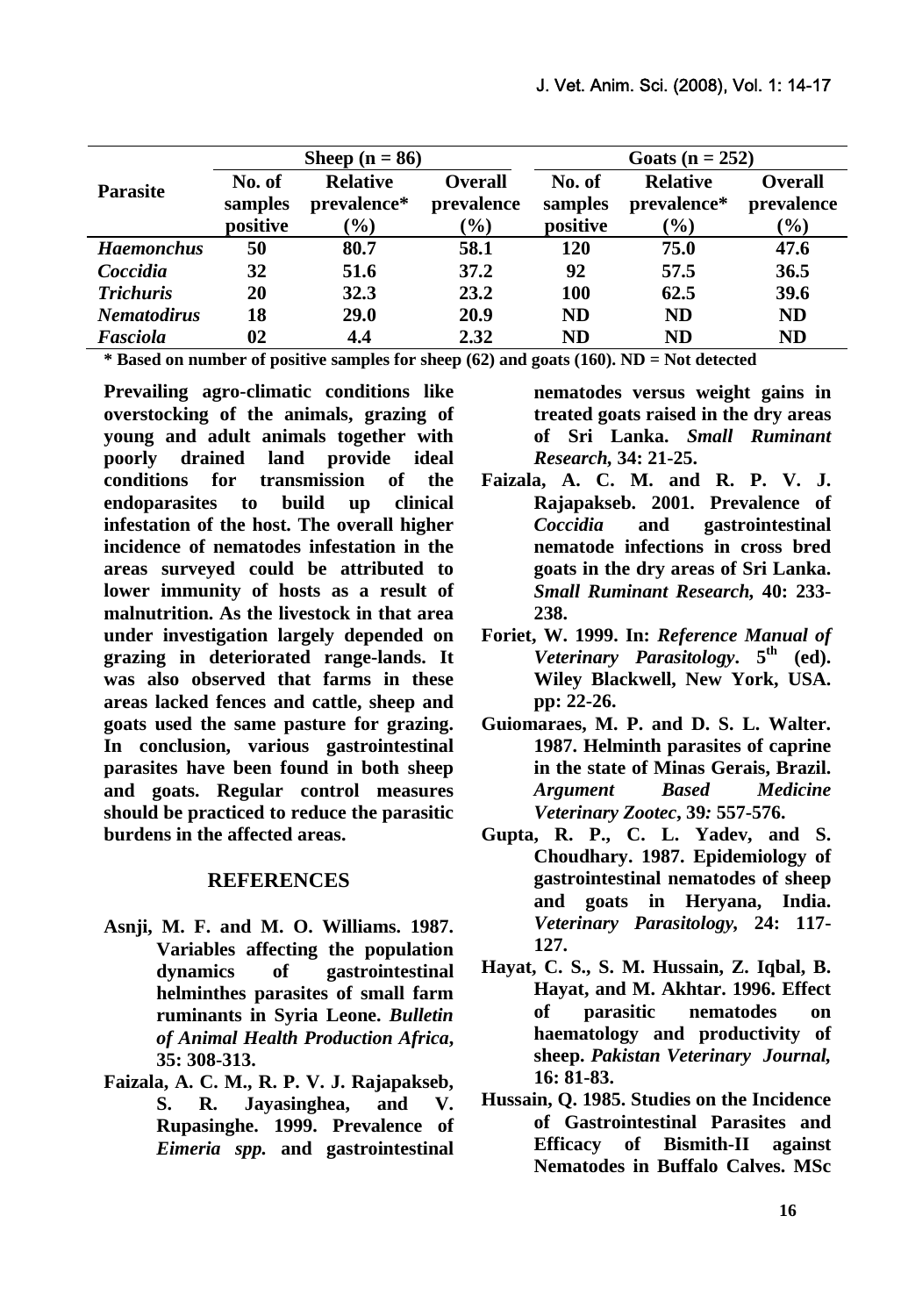| Parasite | Sheep (n = 86) | | | Goats (n = 252) | | |
|---|---|---|---|---|---|---|
| | No. of samples positive | Relative prevalence* (%) | Overall prevalence (%) | No. of samples positive | Relative prevalence* (%) | Overall prevalence (%) |
| ***Haemonchus*** | **50** | **80.7** | **58.1** | **120** | **75.0** | **47.6** |
| ***Coccidia*** | **32** | **51.6** | **37.2** | **92** | **57.5** | **36.5** |
| ***Trichuris*** | **20** | **32.3** | **23.2** | **100** | **62.5** | **39.6** |
| ***Nematodirus*** | **18** | **29.0** | **20.9** | **ND** | **ND** | **ND** |
| ***Fasciola*** | **02** | **4.4** | **2.32** | **ND** | **ND** | **ND** |

**\* Based on number of positive samples for sheep (62) and goats (160). ND = Not detected**

**Prevailing agro-climatic conditions like overstocking of the animals, grazing of young and adult animals together with poorly drained land provide ideal conditions for transmission of the endoparasites to build up clinical infestation of the host. The overall higher incidence of nematodes infestation in the areas surveyed could be attributed to lower immunity of hosts as a result of malnutrition. As the livestock in that area under investigation largely depended on grazing in deteriorated range-lands. It was also observed that farms in these areas lacked fences and cattle, sheep and goats used the same pasture for grazing. In conclusion, various gastrointestinal parasites have been found in both sheep and goats. Regular control measures should be practiced to reduce the parasitic burdens in the affected areas.**

## REFERENCES

**Asnji, M. F. and M. O. Williams. 1987. Variables affecting the population dynamics of gastrointestinal helminthes parasites of small farm ruminants in Syria Leone. *Bulletin of Animal Health Production Africa*, 35: 308-313.**

**Faizala, A. C. M., R. P. V. J. Rajapakseb, S. R. Jayasinghea, and V. Rupasinghe. 1999. Prevalence of *Eimeria spp.* and gastrointestinal nematodes versus weight gains in treated goats raised in the dry areas of Sri Lanka. *Small Ruminant Research*, 34: 21-25.**

**Faizala, A. C. M. and R. P. V. J. Rajapakseb. 2001. Prevalence of *Coccidia* and gastrointestinal nematode infections in cross bred goats in the dry areas of Sri Lanka. *Small Ruminant Research*, 40: 233-238.**

**Foriet, W. 1999. In: *Reference Manual of Veterinary Parasitology*. 5th (ed). Wiley Blackwell, New York, USA. pp: 22-26.**

**Guiomaraes, M. P. and D. S. L. Walter. 1987. Helminth parasites of caprine in the state of Minas Gerais, Brazil. *Argument Based Medicine Veterinary Zootec*, 39: 557-576.**

**Gupta, R. P., C. L. Yadev, and S. Choudhary. 1987. Epidemiology of gastrointestinal nematodes of sheep and goats in Heryana, India. *Veterinary Parasitology*, 24: 117-127.**

**Hayat, C. S., S. M. Hussain, Z. Iqbal, B. Hayat, and M. Akhtar. 1996. Effect of parasitic nematodes on haematology and productivity of sheep. *Pakistan Veterinary Journal*, 16: 81-83.**

**Hussain, Q. 1985. Studies on the Incidence of Gastrointestinal Parasites and Efficacy of Bismith-II against Nematodes in Buffalo Calves. MSc**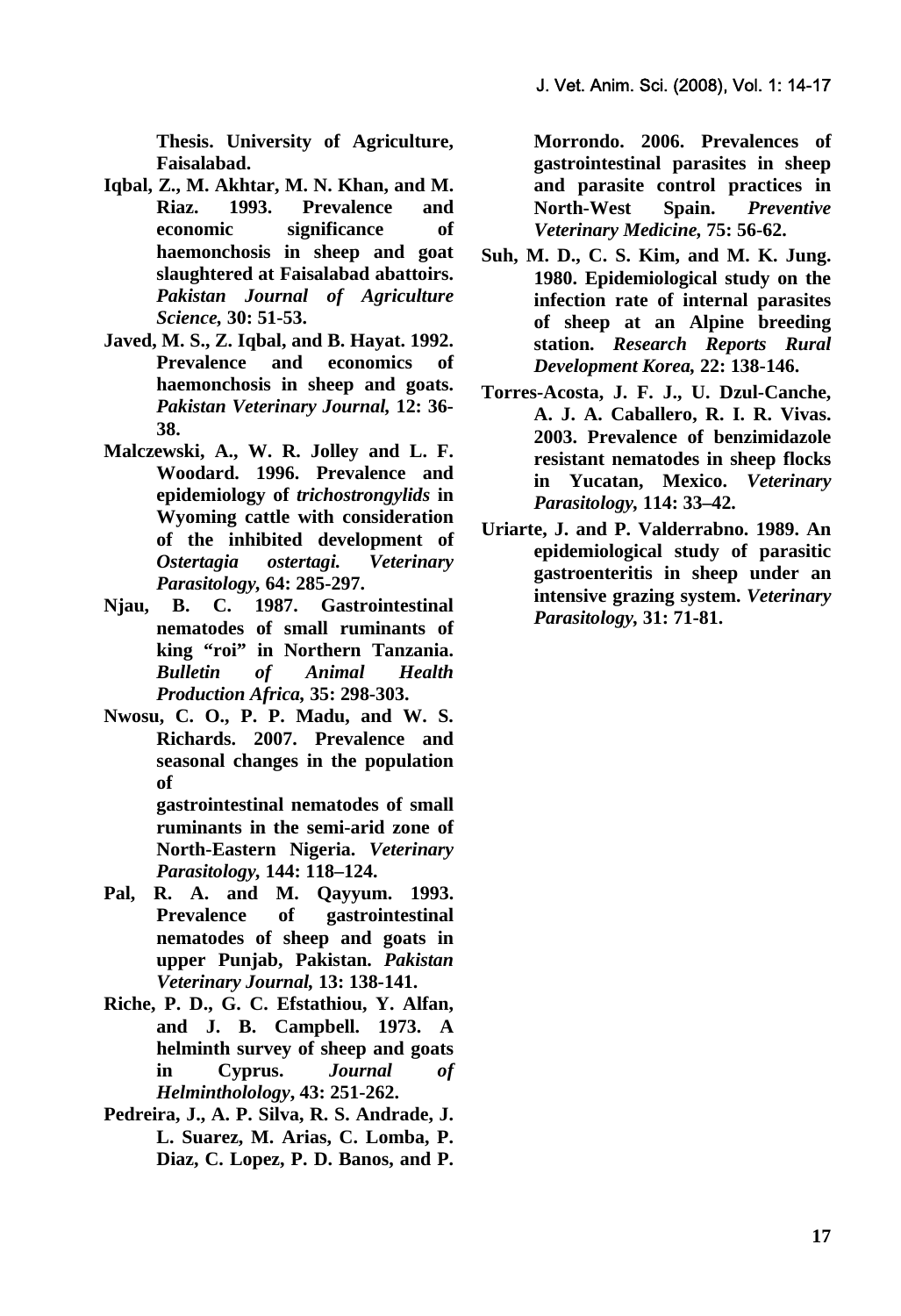Thesis. University of Agriculture, Faisalabad.

**Iqbal, Z., M. Akhtar, M. N. Khan, and M. Riaz. 1993. Prevalence and economic significance of haemonchosis in sheep and goat slaughtered at Faisalabad abattoirs. *Pakistan Journal of Agriculture Science,* 30: 51-53.**

**Javed, M. S., Z. Iqbal, and B. Hayat. 1992. Prevalence and economics of haemonchosis in sheep and goats. *Pakistan Veterinary Journal,* 12: 36-38.**

**Malczewski, A., W. R. Jolley and L. F. Woodard. 1996. Prevalence and epidemiology of *trichostrongylids* in Wyoming cattle with consideration of the inhibited development of *Ostertagia ostertagi. Veterinary Parasitology,* 64: 285-297.**

**Njau, B. C. 1987. Gastrointestinal nematodes of small ruminants of king "roi" in Northern Tanzania. *Bulletin of Animal Health Production Africa,* 35: 298-303.**

**Nwosu, C. O., P. P. Madu, and W. S. Richards. 2007. Prevalence and seasonal changes in the population of gastrointestinal nematodes of small ruminants in the semi-arid zone of North-Eastern Nigeria. *Veterinary Parasitology,* 144: 118–124.**

**Pal, R. A. and M. Qayyum. 1993. Prevalence of gastrointestinal nematodes of sheep and goats in upper Punjab, Pakistan. *Pakistan Veterinary Journal,* 13: 138-141.**

**Riche, P. D., G. C. Efstathiou, Y. Alfan, and J. B. Campbell. 1973. A helminth survey of sheep and goats in Cyprus. *Journal of Helmintholology*, 43: 251-262.**

**Pedreira, J., A. P. Silva, R. S. Andrade, J. L. Suarez, M. Arias, C. Lomba, P. Diaz, C. Lopez, P. D. Banos, and P. Morrondo. 2006. Prevalences of gastrointestinal parasites in sheep and parasite control practices in North-West Spain. *Preventive Veterinary Medicine,* 75: 56-62.**

**Suh, M. D., C. S. Kim, and M. K. Jung. 1980. Epidemiological study on the infection rate of internal parasites of sheep at an Alpine breeding station. *Research Reports Rural Development Korea,* 22: 138-146.**

**Torres-Acosta, J. F. J., U. Dzul-Canche, A. J. A. Caballero, R. I. R. Vivas. 2003. Prevalence of benzimidazole resistant nematodes in sheep flocks in Yucatan, Mexico. *Veterinary Parasitology,* 114: 33–42.**

**Uriarte, J. and P. Valderrabno. 1989. An epidemiological study of parasitic gastroenteritis in sheep under an intensive grazing system. *Veterinary Parasitology,* 31: 71-81.**